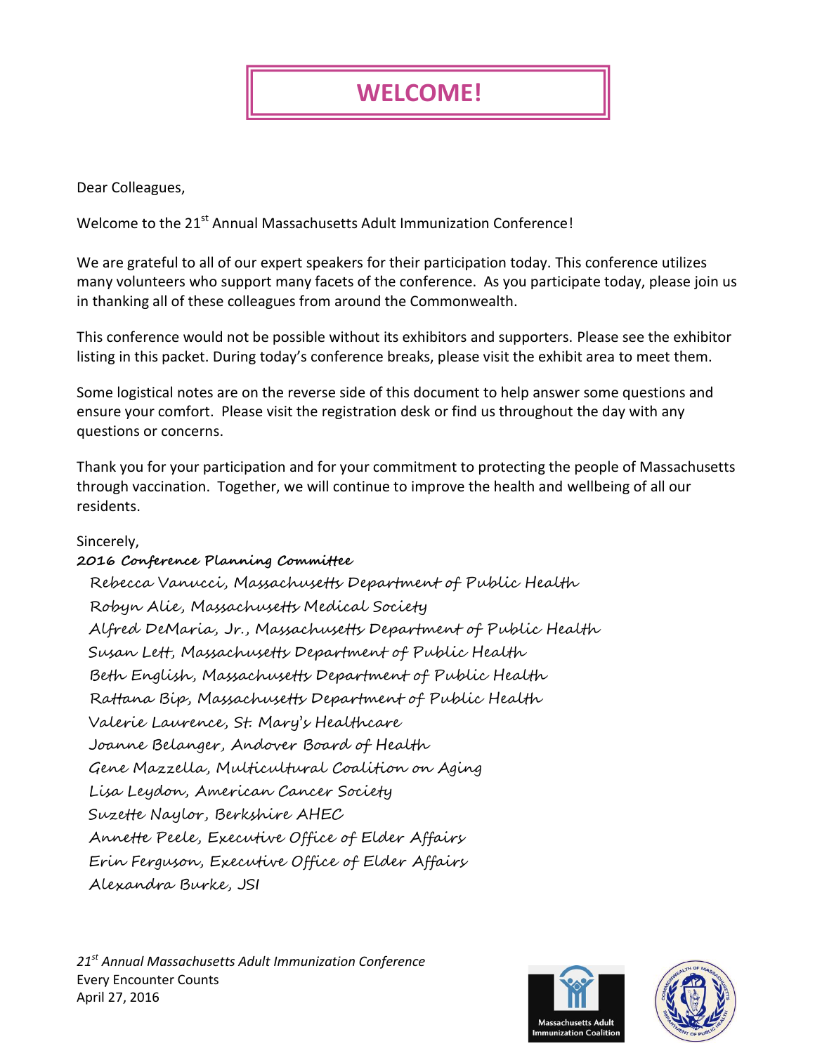# WELCOME!

Dear Colleagues,

Welcome to the 21st Annual Massachusetts Adult Immunization Conference!

We are grateful to all of our expert speakers for their participation today. This conference utilizes many volunteers who support many facets of the conference. As you participate today, please join us in thanking all of these colleagues from around the Commonwealth.

This conference would not be possible without its exhibitors and supporters. Please see the exhibitor listing in this packet. During today's conference breaks, please visit the exhibit area to meet them.

Some logistical notes are on the reverse side of this document to help answer some questions and ensure your comfort. Please visit the registration desk or find us throughout the day with any questions or concerns.

Thank you for your participation and for your commitment to protecting the people of Massachusetts through vaccination. Together, we will continue to improve the health and wellbeing of all our residents.

Sincerely,

**2016 Conference Planning Committee**

Rebecca Vanucci, Massachusetts Department of Public Health
Robyn Alie, Massachusetts Medical Society
Alfred DeMaria, Jr., Massachusetts Department of Public Health
Susan Lett, Massachusetts Department of Public Health
Beth English, Massachusetts Department of Public Health
Rattana Bip, Massachusetts Department of Public Health
Valerie Laurence, St. Mary's Healthcare
Joanne Belanger, Andover Board of Health
Gene Mazzella, Multicultural Coalition on Aging
Lisa Leydon, American Cancer Society
Suzette Naylor, Berkshire AHEC
Annette Peele, Executive Office of Elder Affairs
Erin Ferguson, Executive Office of Elder Affairs
Alexandra Burke, JSI

*21st Annual Massachusetts Adult Immunization Conference*
Every Encounter Counts
April 27, 2016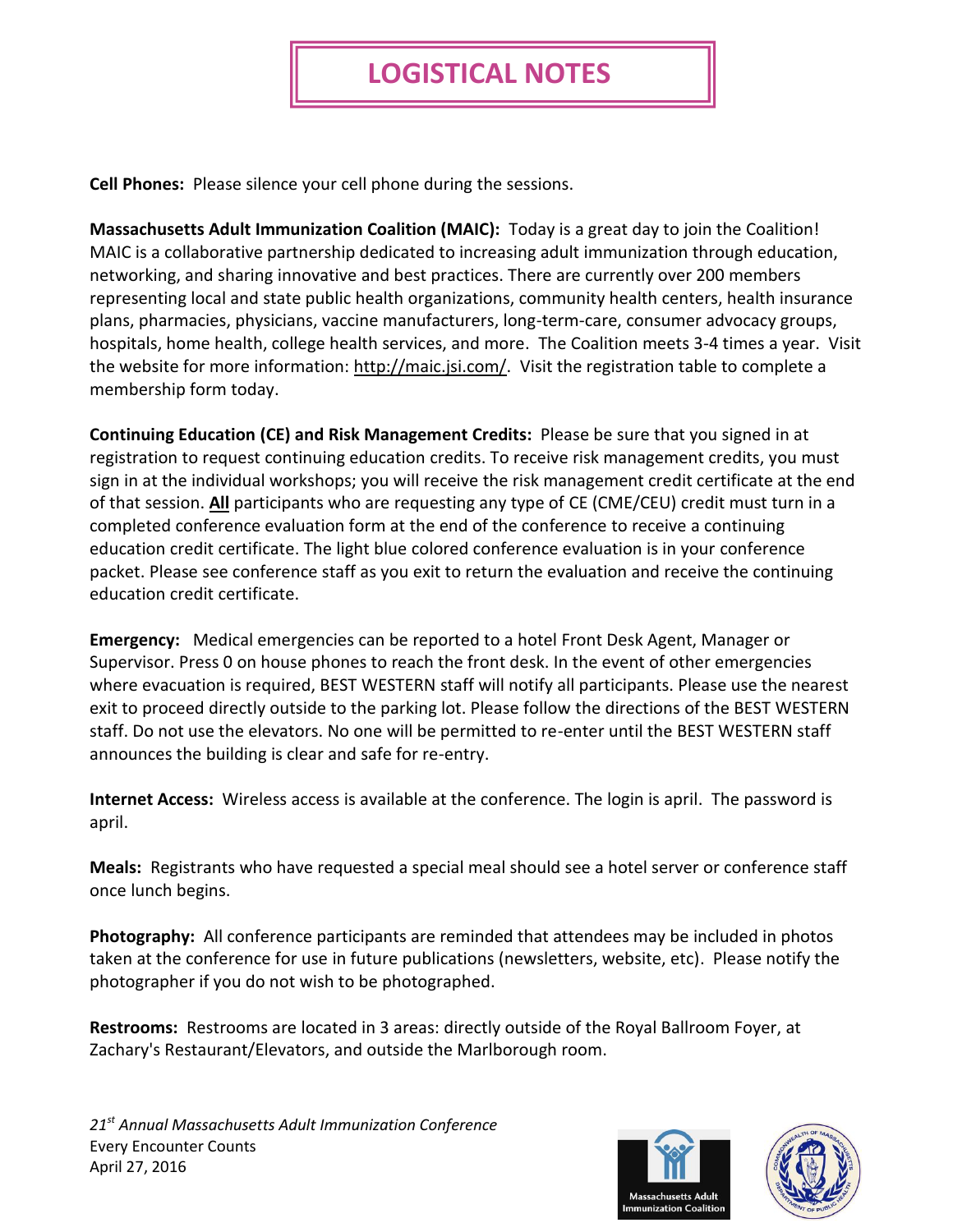# LOGISTICAL NOTES

**Cell Phones:** Please silence your cell phone during the sessions.

**Massachusetts Adult Immunization Coalition (MAIC):** Today is a great day to join the Coalition! MAIC is a collaborative partnership dedicated to increasing adult immunization through education, networking, and sharing innovative and best practices. There are currently over 200 members representing local and state public health organizations, community health centers, health insurance plans, pharmacies, physicians, vaccine manufacturers, long-term-care, consumer advocacy groups, hospitals, home health, college health services, and more. The Coalition meets 3-4 times a year. Visit the website for more information: http://maic.jsi.com/. Visit the registration table to complete a membership form today.

**Continuing Education (CE) and Risk Management Credits:** Please be sure that you signed in at registration to request continuing education credits. To receive risk management credits, you must sign in at the individual workshops; you will receive the risk management credit certificate at the end of that session. **All** participants who are requesting any type of CE (CME/CEU) credit must turn in a completed conference evaluation form at the end of the conference to receive a continuing education credit certificate. The light blue colored conference evaluation is in your conference packet. Please see conference staff as you exit to return the evaluation and receive the continuing education credit certificate.

**Emergency:** Medical emergencies can be reported to a hotel Front Desk Agent, Manager or Supervisor. Press 0 on house phones to reach the front desk. In the event of other emergencies where evacuation is required, BEST WESTERN staff will notify all participants. Please use the nearest exit to proceed directly outside to the parking lot. Please follow the directions of the BEST WESTERN staff. Do not use the elevators. No one will be permitted to re-enter until the BEST WESTERN staff announces the building is clear and safe for re-entry.

**Internet Access:** Wireless access is available at the conference. The login is april. The password is april.

**Meals:** Registrants who have requested a special meal should see a hotel server or conference staff once lunch begins.

**Photography:** All conference participants are reminded that attendees may be included in photos taken at the conference for use in future publications (newsletters, website, etc). Please notify the photographer if you do not wish to be photographed.

**Restrooms:** Restrooms are located in 3 areas: directly outside of the Royal Ballroom Foyer, at Zachary's Restaurant/Elevators, and outside the Marlborough room.

*21st Annual Massachusetts Adult Immunization Conference*
Every Encounter Counts
April 27, 2016

Massachusetts Adult Immunization Coalition